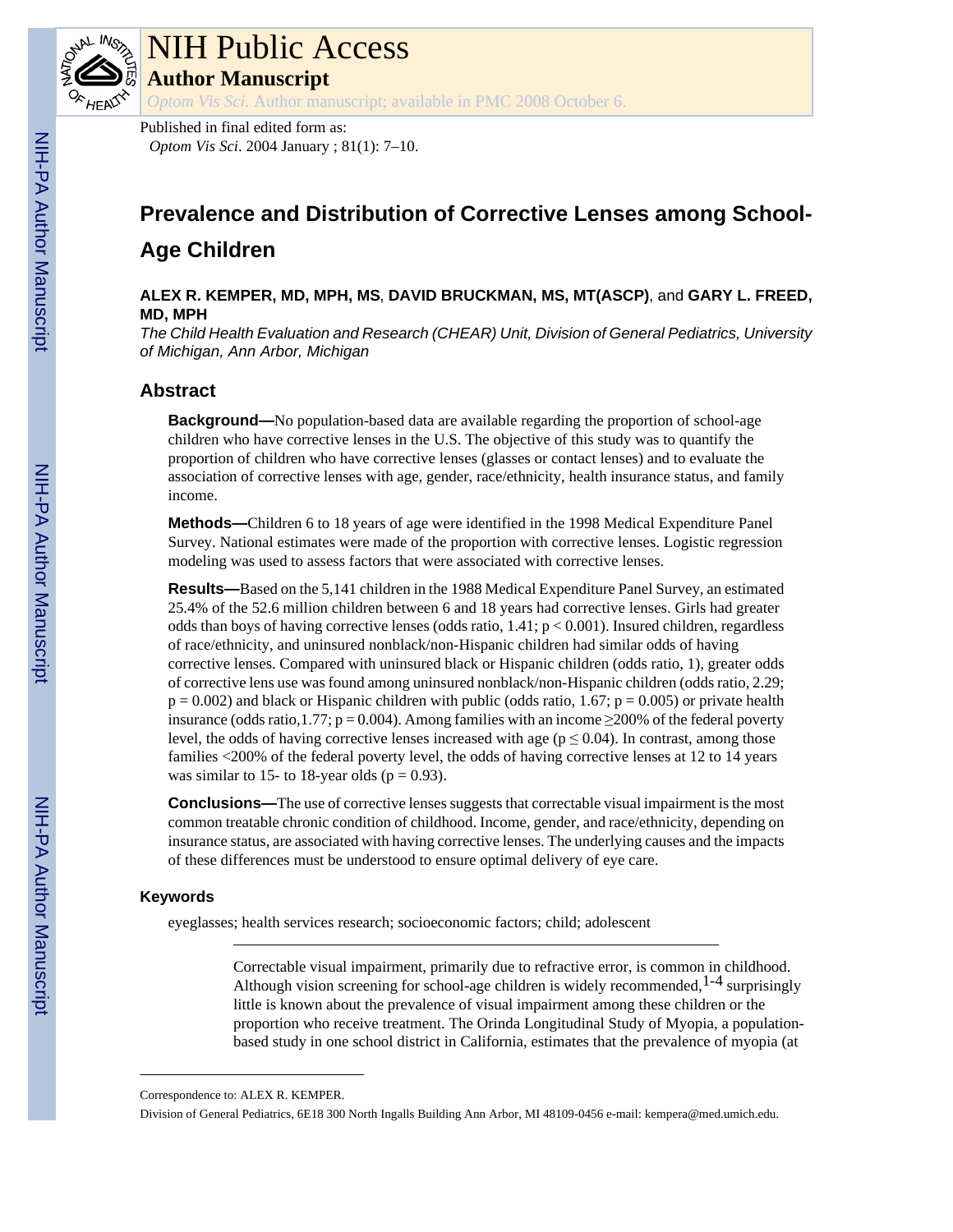NIH Public Access
**Author Manuscript**
*Optom Vis Sci*. Author manuscript; available in PMC 2008 October 6.

Published in final edited form as:
*Optom Vis Sci*. 2004 January ; 81(1): 7–10.

# Prevalence and Distribution of Corrective Lenses among School-Age Children

**ALEX R. KEMPER, MD, MPH, MS**, **DAVID BRUCKMAN, MS, MT(ASCP)**, and **GARY L. FREED, MD, MPH**

*The Child Health Evaluation and Research (CHEAR) Unit, Division of General Pediatrics, University of Michigan, Ann Arbor, Michigan*

## Abstract

**Background—**No population-based data are available regarding the proportion of school-age children who have corrective lenses in the U.S. The objective of this study was to quantify the proportion of children who have corrective lenses (glasses or contact lenses) and to evaluate the association of corrective lenses with age, gender, race/ethnicity, health insurance status, and family income.

**Methods—**Children 6 to 18 years of age were identified in the 1998 Medical Expenditure Panel Survey. National estimates were made of the proportion with corrective lenses. Logistic regression modeling was used to assess factors that were associated with corrective lenses.

**Results—**Based on the 5,141 children in the 1988 Medical Expenditure Panel Survey, an estimated 25.4% of the 52.6 million children between 6 and 18 years had corrective lenses. Girls had greater odds than boys of having corrective lenses (odds ratio, 1.41; $p < 0.001$). Insured children, regardless of race/ethnicity, and uninsured nonblack/non-Hispanic children had similar odds of having corrective lenses. Compared with uninsured black or Hispanic children (odds ratio, 1), greater odds of corrective lens use was found among uninsured nonblack/non-Hispanic children (odds ratio, 2.29; $p = 0.002$) and black or Hispanic children with public (odds ratio, 1.67; $p = 0.005$) or private health insurance (odds ratio,1.77; $p = 0.004$). Among families with an income ≥200% of the federal poverty level, the odds of having corrective lenses increased with age ($p \leq 0.04$). In contrast, among those families <200% of the federal poverty level, the odds of having corrective lenses at 12 to 14 years was similar to 15- to 18-year olds ($p = 0.93$).

**Conclusions—**The use of corrective lenses suggests that correctable visual impairment is the most common treatable chronic condition of childhood. Income, gender, and race/ethnicity, depending on insurance status, are associated with having corrective lenses. The underlying causes and the impacts of these differences must be understood to ensure optimal delivery of eye care.

### Keywords

eyeglasses; health services research; socioeconomic factors; child; adolescent

---

Correctable visual impairment, primarily due to refractive error, is common in childhood. Although vision screening for school-age children is widely recommended,[1-4] surprisingly little is known about the prevalence of visual impairment among these children or the proportion who receive treatment. The Orinda Longitudinal Study of Myopia, a population-based study in one school district in California, estimates that the prevalence of myopia (at

---

Correspondence to: ALEX R. KEMPER.

Division of General Pediatrics, 6E18 300 North Ingalls Building Ann Arbor, MI 48109-0456 e-mail: kempera@med.umich.edu.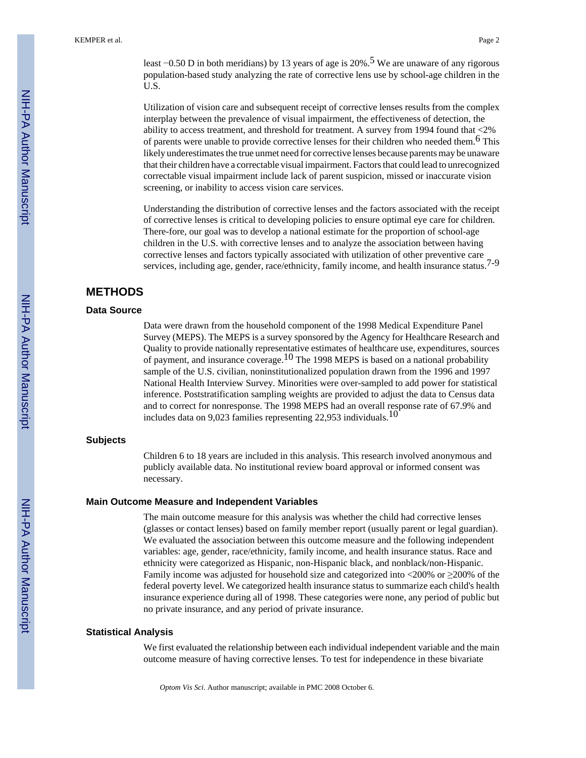least −0.50 D in both meridians) by 13 years of age is 20%.[5] We are unaware of any rigorous population-based study analyzing the rate of corrective lens use by school-age children in the U.S.

Utilization of vision care and subsequent receipt of corrective lenses results from the complex interplay between the prevalence of visual impairment, the effectiveness of detection, the ability to access treatment, and threshold for treatment. A survey from 1994 found that <2% of parents were unable to provide corrective lenses for their children who needed them.[6] This likely underestimates the true unmet need for corrective lenses because parents may be unaware that their children have a correctable visual impairment. Factors that could lead to unrecognized correctable visual impairment include lack of parent suspicion, missed or inaccurate vision screening, or inability to access vision care services.

Understanding the distribution of corrective lenses and the factors associated with the receipt of corrective lenses is critical to developing policies to ensure optimal eye care for children. There-fore, our goal was to develop a national estimate for the proportion of school-age children in the U.S. with corrective lenses and to analyze the association between having corrective lenses and factors typically associated with utilization of other preventive care services, including age, gender, race/ethnicity, family income, and health insurance status.[7-9]

## METHODS

### Data Source

Data were drawn from the household component of the 1998 Medical Expenditure Panel Survey (MEPS). The MEPS is a survey sponsored by the Agency for Healthcare Research and Quality to provide nationally representative estimates of healthcare use, expenditures, sources of payment, and insurance coverage.[10] The 1998 MEPS is based on a national probability sample of the U.S. civilian, noninstitutionalized population drawn from the 1996 and 1997 National Health Interview Survey. Minorities were over-sampled to add power for statistical inference. Poststratification sampling weights are provided to adjust the data to Census data and to correct for nonresponse. The 1998 MEPS had an overall response rate of 67.9% and includes data on 9,023 families representing 22,953 individuals.[10]

### Subjects

Children 6 to 18 years are included in this analysis. This research involved anonymous and publicly available data. No institutional review board approval or informed consent was necessary.

### Main Outcome Measure and Independent Variables

The main outcome measure for this analysis was whether the child had corrective lenses (glasses or contact lenses) based on family member report (usually parent or legal guardian). We evaluated the association between this outcome measure and the following independent variables: age, gender, race/ethnicity, family income, and health insurance status. Race and ethnicity were categorized as Hispanic, non-Hispanic black, and nonblack/non-Hispanic. Family income was adjusted for household size and categorized into <200% or ≥200% of the federal poverty level. We categorized health insurance status to summarize each child's health insurance experience during all of 1998. These categories were none, any period of public but no private insurance, and any period of private insurance.

### Statistical Analysis

We first evaluated the relationship between each individual independent variable and the main outcome measure of having corrective lenses. To test for independence in these bivariate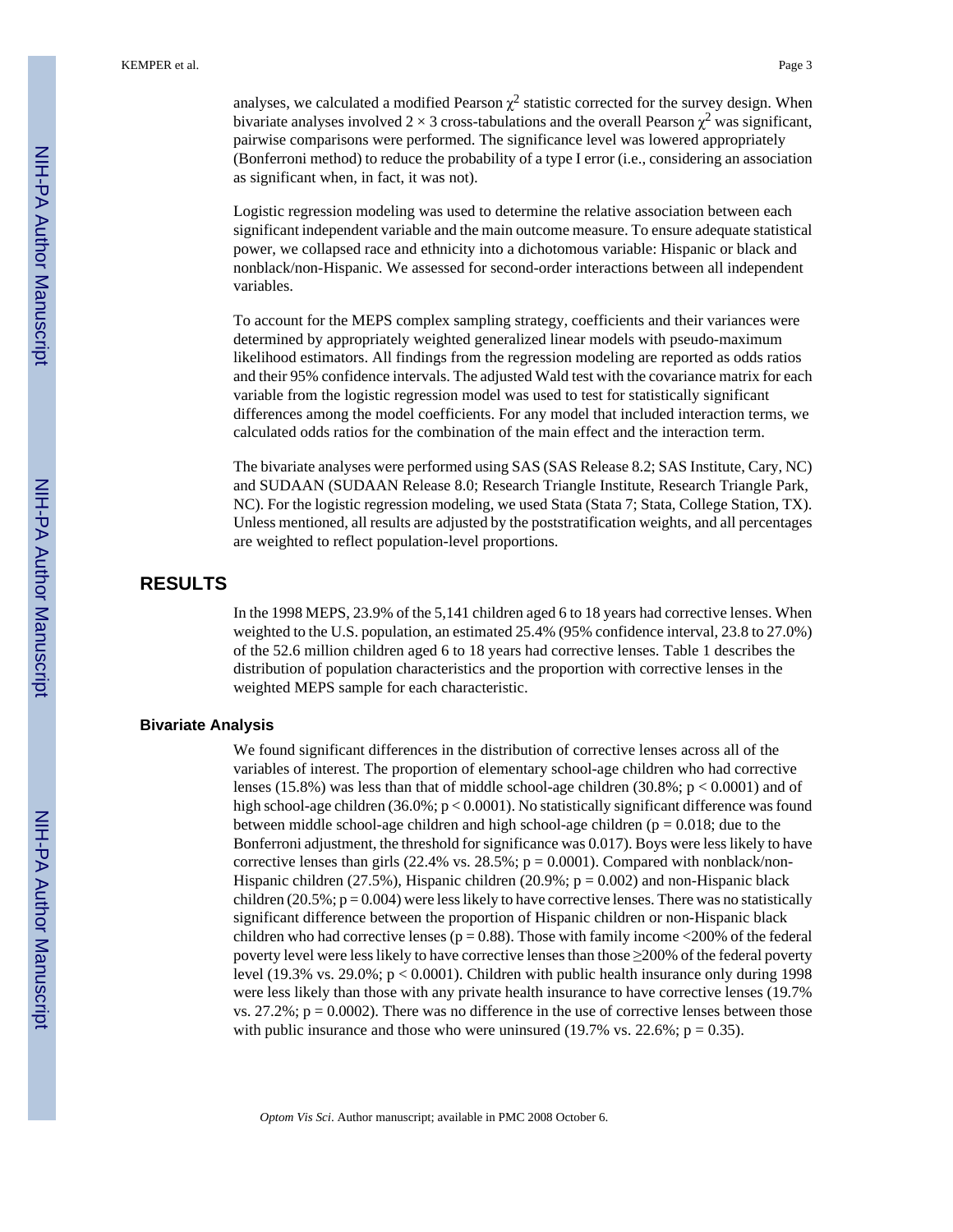analyses, we calculated a modified Pearson $\chi^2$ statistic corrected for the survey design. When bivariate analyses involved $2 \times 3$ cross-tabulations and the overall Pearson $\chi^2$ was significant, pairwise comparisons were performed. The significance level was lowered appropriately (Bonferroni method) to reduce the probability of a type I error (i.e., considering an association as significant when, in fact, it was not).

Logistic regression modeling was used to determine the relative association between each significant independent variable and the main outcome measure. To ensure adequate statistical power, we collapsed race and ethnicity into a dichotomous variable: Hispanic or black and nonblack/non-Hispanic. We assessed for second-order interactions between all independent variables.

To account for the MEPS complex sampling strategy, coefficients and their variances were determined by appropriately weighted generalized linear models with pseudo-maximum likelihood estimators. All findings from the regression modeling are reported as odds ratios and their 95% confidence intervals. The adjusted Wald test with the covariance matrix for each variable from the logistic regression model was used to test for statistically significant differences among the model coefficients. For any model that included interaction terms, we calculated odds ratios for the combination of the main effect and the interaction term.

The bivariate analyses were performed using SAS (SAS Release 8.2; SAS Institute, Cary, NC) and SUDAAN (SUDAAN Release 8.0; Research Triangle Institute, Research Triangle Park, NC). For the logistic regression modeling, we used Stata (Stata 7; Stata, College Station, TX). Unless mentioned, all results are adjusted by the poststratification weights, and all percentages are weighted to reflect population-level proportions.

# RESULTS

In the 1998 MEPS, 23.9% of the 5,141 children aged 6 to 18 years had corrective lenses. When weighted to the U.S. population, an estimated 25.4% (95% confidence interval, 23.8 to 27.0%) of the 52.6 million children aged 6 to 18 years had corrective lenses. Table 1 describes the distribution of population characteristics and the proportion with corrective lenses in the weighted MEPS sample for each characteristic.

## Bivariate Analysis

We found significant differences in the distribution of corrective lenses across all of the variables of interest. The proportion of elementary school-age children who had corrective lenses (15.8%) was less than that of middle school-age children (30.8%; $p < 0.0001$) and of high school-age children (36.0%; $p < 0.0001$). No statistically significant difference was found between middle school-age children and high school-age children ($p = 0.018$; due to the Bonferroni adjustment, the threshold for significance was 0.017). Boys were less likely to have corrective lenses than girls (22.4% vs. 28.5%; $p = 0.0001$). Compared with nonblack/non-Hispanic children (27.5%), Hispanic children (20.9%; $p = 0.002$) and non-Hispanic black children (20.5%; $p = 0.004$) were less likely to have corrective lenses. There was no statistically significant difference between the proportion of Hispanic children or non-Hispanic black children who had corrective lenses ($p = 0.88$). Those with family income <200% of the federal poverty level were less likely to have corrective lenses than those ≥200% of the federal poverty level (19.3% vs. 29.0%; $p < 0.0001$). Children with public health insurance only during 1998 were less likely than those with any private health insurance to have corrective lenses (19.7% vs. 27.2%; $p = 0.0002$). There was no difference in the use of corrective lenses between those with public insurance and those who were uninsured (19.7% vs. 22.6%; $p = 0.35$).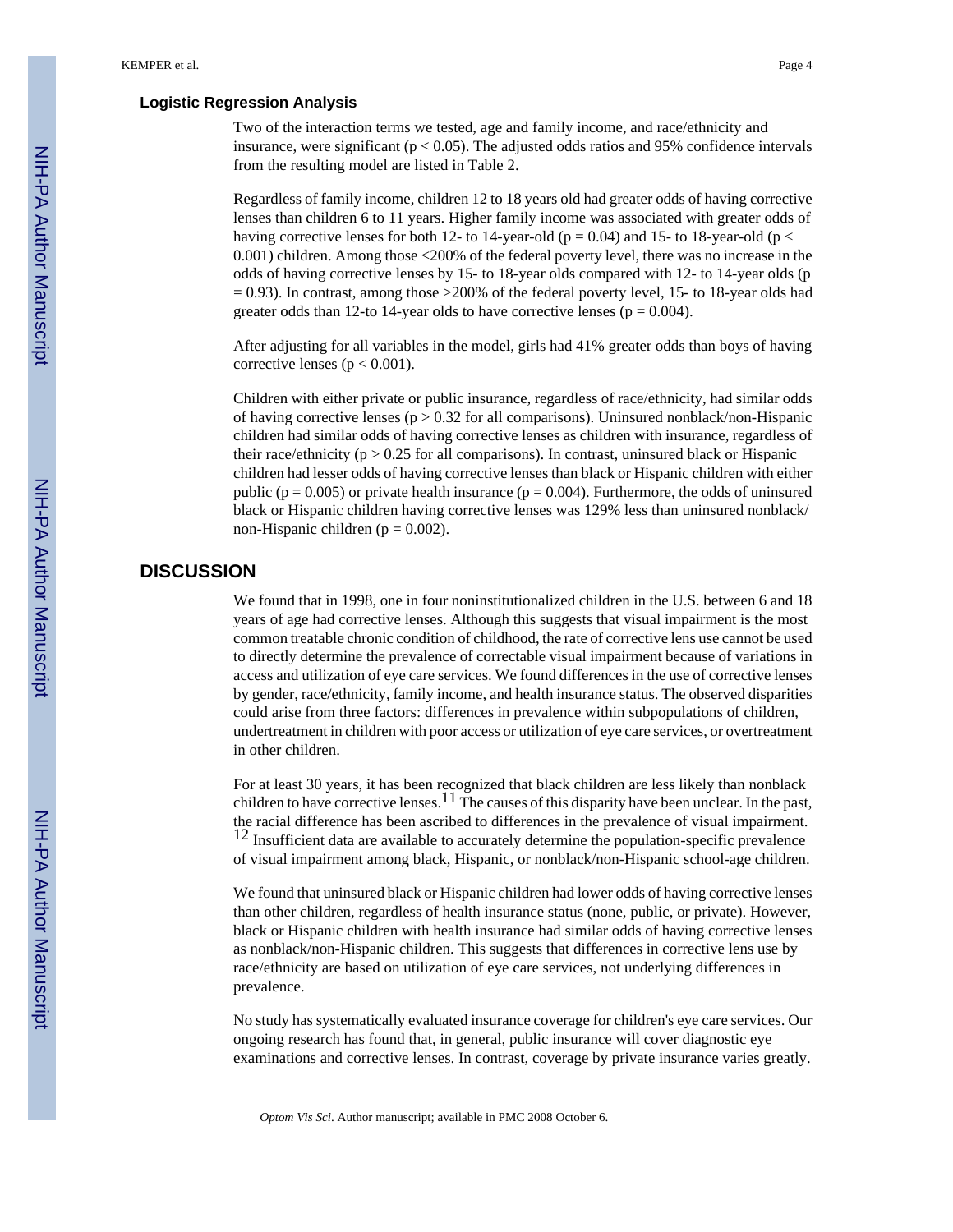### Logistic Regression Analysis

Two of the interaction terms we tested, age and family income, and race/ethnicity and insurance, were significant ($p < 0.05$). The adjusted odds ratios and 95% confidence intervals from the resulting model are listed in Table 2.

Regardless of family income, children 12 to 18 years old had greater odds of having corrective lenses than children 6 to 11 years. Higher family income was associated with greater odds of having corrective lenses for both 12- to 14-year-old ($p = 0.04$) and 15- to 18-year-old ($p < 0.001$) children. Among those <200% of the federal poverty level, there was no increase in the odds of having corrective lenses by 15- to 18-year olds compared with 12- to 14-year olds ($p = 0.93$). In contrast, among those >200% of the federal poverty level, 15- to 18-year olds had greater odds than 12-to 14-year olds to have corrective lenses ($p = 0.004$).

After adjusting for all variables in the model, girls had 41% greater odds than boys of having corrective lenses ($p < 0.001$).

Children with either private or public insurance, regardless of race/ethnicity, had similar odds of having corrective lenses ($p > 0.32$ for all comparisons). Uninsured nonblack/non-Hispanic children had similar odds of having corrective lenses as children with insurance, regardless of their race/ethnicity ($p > 0.25$ for all comparisons). In contrast, uninsured black or Hispanic children had lesser odds of having corrective lenses than black or Hispanic children with either public ($p = 0.005$) or private health insurance ($p = 0.004$). Furthermore, the odds of uninsured black or Hispanic children having corrective lenses was 129% less than uninsured nonblack/non-Hispanic children ($p = 0.002$).

## DISCUSSION

We found that in 1998, one in four noninstitutionalized children in the U.S. between 6 and 18 years of age had corrective lenses. Although this suggests that visual impairment is the most common treatable chronic condition of childhood, the rate of corrective lens use cannot be used to directly determine the prevalence of correctable visual impairment because of variations in access and utilization of eye care services. We found differences in the use of corrective lenses by gender, race/ethnicity, family income, and health insurance status. The observed disparities could arise from three factors: differences in prevalence within subpopulations of children, undertreatment in children with poor access or utilization of eye care services, or overtreatment in other children.

For at least 30 years, it has been recognized that black children are less likely than nonblack children to have corrective lenses.[11] The causes of this disparity have been unclear. In the past, the racial difference has been ascribed to differences in the prevalence of visual impairment.[12] Insufficient data are available to accurately determine the population-specific prevalence of visual impairment among black, Hispanic, or nonblack/non-Hispanic school-age children.

We found that uninsured black or Hispanic children had lower odds of having corrective lenses than other children, regardless of health insurance status (none, public, or private). However, black or Hispanic children with health insurance had similar odds of having corrective lenses as nonblack/non-Hispanic children. This suggests that differences in corrective lens use by race/ethnicity are based on utilization of eye care services, not underlying differences in prevalence.

No study has systematically evaluated insurance coverage for children's eye care services. Our ongoing research has found that, in general, public insurance will cover diagnostic eye examinations and corrective lenses. In contrast, coverage by private insurance varies greatly.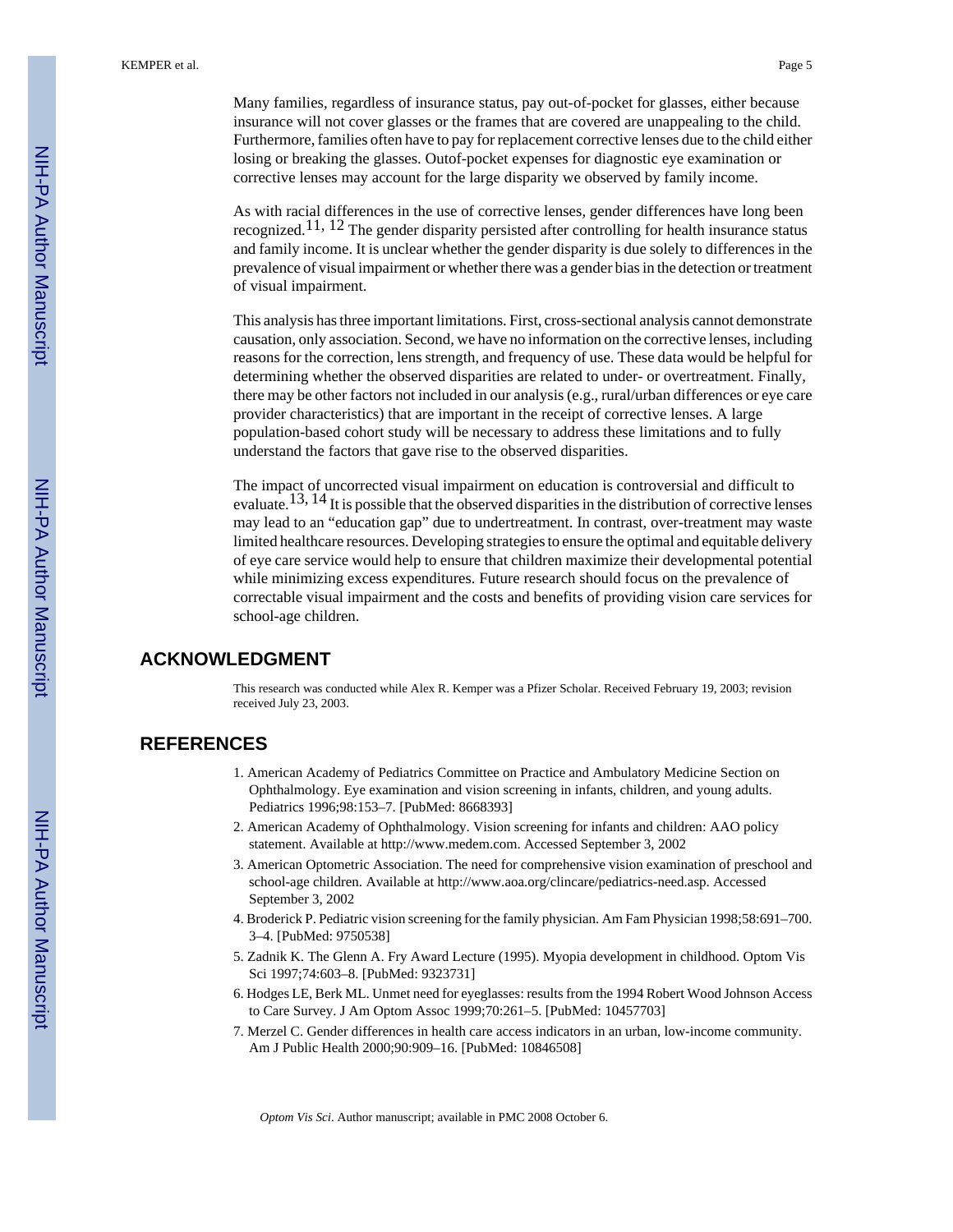Many families, regardless of insurance status, pay out-of-pocket for glasses, either because insurance will not cover glasses or the frames that are covered are unappealing to the child. Furthermore, families often have to pay for replacement corrective lenses due to the child either losing or breaking the glasses. Outof-pocket expenses for diagnostic eye examination or corrective lenses may account for the large disparity we observed by family income.

As with racial differences in the use of corrective lenses, gender differences have long been recognized.[11, 12] The gender disparity persisted after controlling for health insurance status and family income. It is unclear whether the gender disparity is due solely to differences in the prevalence of visual impairment or whether there was a gender bias in the detection or treatment of visual impairment.

This analysis has three important limitations. First, cross-sectional analysis cannot demonstrate causation, only association. Second, we have no information on the corrective lenses, including reasons for the correction, lens strength, and frequency of use. These data would be helpful for determining whether the observed disparities are related to under- or overtreatment. Finally, there may be other factors not included in our analysis (e.g., rural/urban differences or eye care provider characteristics) that are important in the receipt of corrective lenses. A large population-based cohort study will be necessary to address these limitations and to fully understand the factors that gave rise to the observed disparities.

The impact of uncorrected visual impairment on education is controversial and difficult to evaluate.[13, 14] It is possible that the observed disparities in the distribution of corrective lenses may lead to an "education gap" due to undertreatment. In contrast, over-treatment may waste limited healthcare resources. Developing strategies to ensure the optimal and equitable delivery of eye care service would help to ensure that children maximize their developmental potential while minimizing excess expenditures. Future research should focus on the prevalence of correctable visual impairment and the costs and benefits of providing vision care services for school-age children.

## ACKNOWLEDGMENT

This research was conducted while Alex R. Kemper was a Pfizer Scholar. Received February 19, 2003; revision received July 23, 2003.

## REFERENCES

1. American Academy of Pediatrics Committee on Practice and Ambulatory Medicine Section on Ophthalmology. Eye examination and vision screening in infants, children, and young adults. Pediatrics 1996;98:153–7. [PubMed: 8668393]
2. American Academy of Ophthalmology. Vision screening for infants and children: AAO policy statement. Available at http://www.medem.com. Accessed September 3, 2002
3. American Optometric Association. The need for comprehensive vision examination of preschool and school-age children. Available at http://www.aoa.org/clincare/pediatrics-need.asp. Accessed September 3, 2002
4. Broderick P. Pediatric vision screening for the family physician. Am Fam Physician 1998;58:691–700. 3–4. [PubMed: 9750538]
5. Zadnik K. The Glenn A. Fry Award Lecture (1995). Myopia development in childhood. Optom Vis Sci 1997;74:603–8. [PubMed: 9323731]
6. Hodges LE, Berk ML. Unmet need for eyeglasses: results from the 1994 Robert Wood Johnson Access to Care Survey. J Am Optom Assoc 1999;70:261–5. [PubMed: 10457703]
7. Merzel C. Gender differences in health care access indicators in an urban, low-income community. Am J Public Health 2000;90:909–16. [PubMed: 10846508]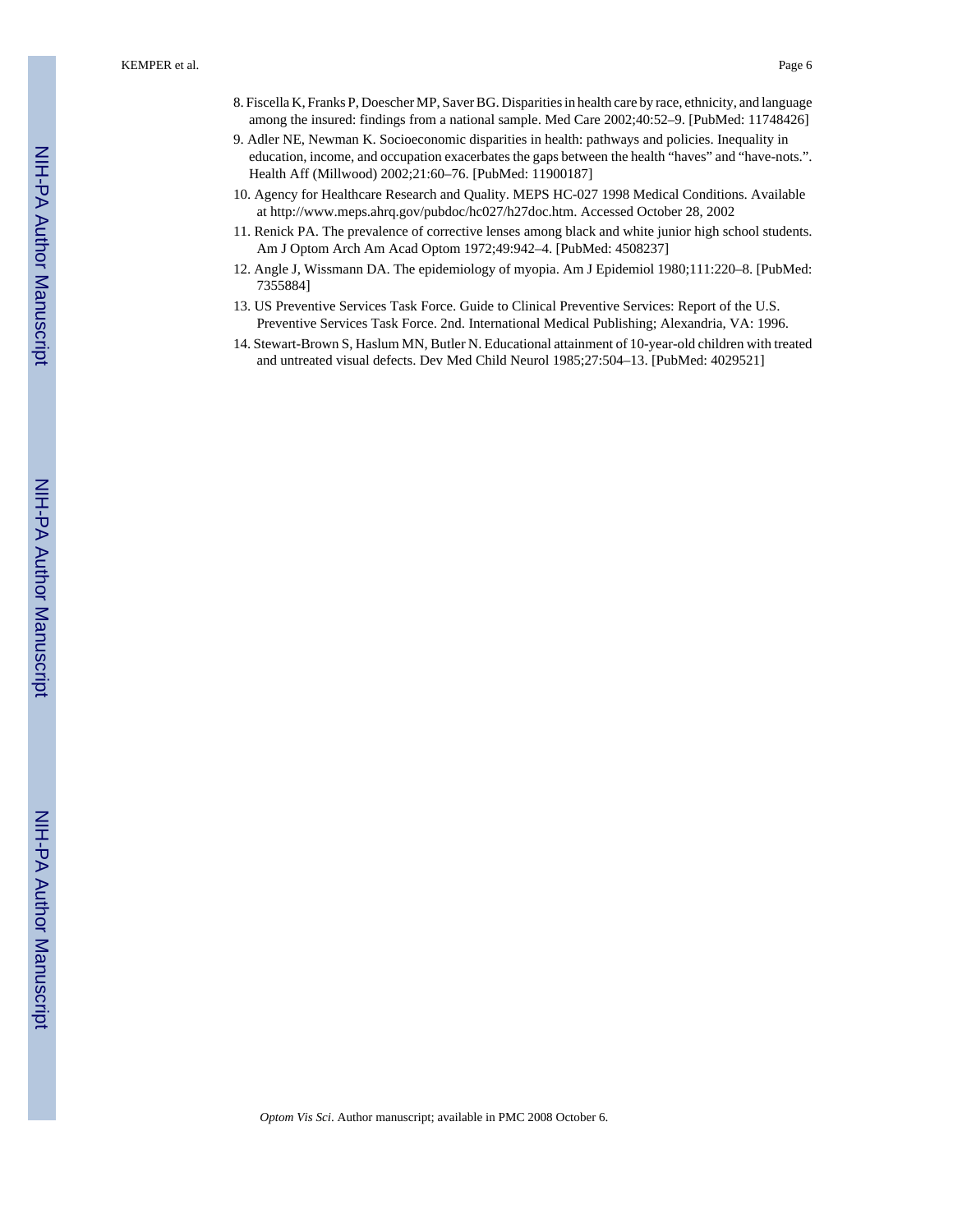8. Fiscella K, Franks P, Doescher MP, Saver BG. Disparities in health care by race, ethnicity, and language among the insured: findings from a national sample. Med Care 2002;40:52–9. [PubMed: 11748426]
9. Adler NE, Newman K. Socioeconomic disparities in health: pathways and policies. Inequality in education, income, and occupation exacerbates the gaps between the health "haves" and "have-nots.". Health Aff (Millwood) 2002;21:60–76. [PubMed: 11900187]
10. Agency for Healthcare Research and Quality. MEPS HC-027 1998 Medical Conditions. Available at http://www.meps.ahrq.gov/pubdoc/hc027/h27doc.htm. Accessed October 28, 2002
11. Renick PA. The prevalence of corrective lenses among black and white junior high school students. Am J Optom Arch Am Acad Optom 1972;49:942–4. [PubMed: 4508237]
12. Angle J, Wissmann DA. The epidemiology of myopia. Am J Epidemiol 1980;111:220–8. [PubMed: 7355884]
13. US Preventive Services Task Force. Guide to Clinical Preventive Services: Report of the U.S. Preventive Services Task Force. 2nd. International Medical Publishing; Alexandria, VA: 1996.
14. Stewart-Brown S, Haslum MN, Butler N. Educational attainment of 10-year-old children with treated and untreated visual defects. Dev Med Child Neurol 1985;27:504–13. [PubMed: 4029521]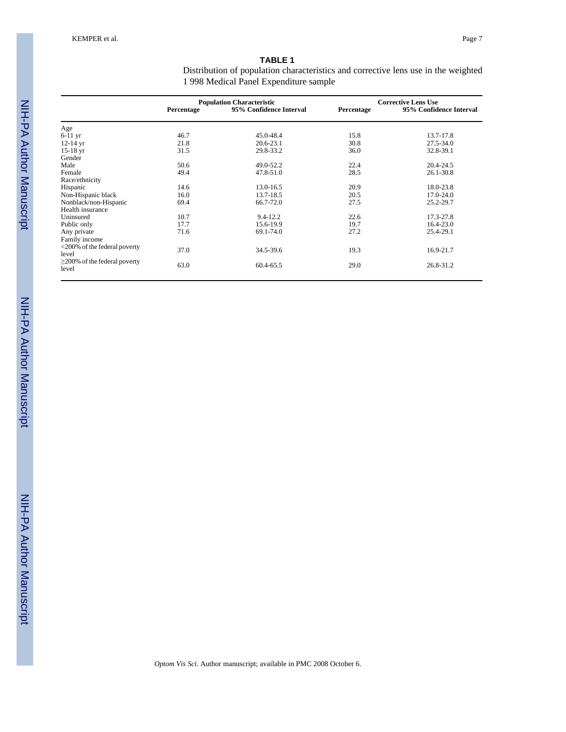**TABLE 1**

Distribution of population characteristics and corrective lens use in the weighted 1 998 Medical Panel Expenditure sample

| | Population Characteristic | | Corrective Lens Use | |
|---|---|---|---|---|
| | Percentage | 95% Confidence Interval | Percentage | 95% Confidence Interval |
| Age | | | | |
| 6-11 yr | 46.7 | 45.0-48.4 | 15.8 | 13.7-17.8 |
| 12-14 yr | 21.8 | 20.6-23.1 | 30.8 | 27.5-34.0 |
| 15-18 yr | 31.5 | 29.8-33.2 | 36.0 | 32.8-39.1 |
| Gender | | | | |
| Male | 50.6 | 49.0-52.2 | 22.4 | 20.4-24.5 |
| Female | 49.4 | 47.8-51.0 | 28.5 | 26.1-30.8 |
| Race/ethnicity | | | | |
| Hispanic | 14.6 | 13.0-16.5 | 20.9 | 18.0-23.8 |
| Non-Hispanic black | 16.0 | 13.7-18.5 | 20.5 | 17.0-24.0 |
| Nonblack/non-Hispanic | 69.4 | 66.7-72.0 | 27.5 | 25.2-29.7 |
| Health insurance | | | | |
| Uninsured | 10.7 | 9.4-12.2 | 22.6 | 17.3-27.8 |
| Public only | 17.7 | 15.6-19.9 | 19.7 | 16.4-23.0 |
| Any private | 71.6 | 69.1-74.0 | 27.2 | 25.4-29.1 |
| Family income | | | | |
| <200% of the federal poverty level | 37.0 | 34.5-39.6 | 19.3 | 16.9-21.7 |
| ≥200% of the federal poverty level | 63.0 | 60.4-65.5 | 29.0 | 26.8-31.2 |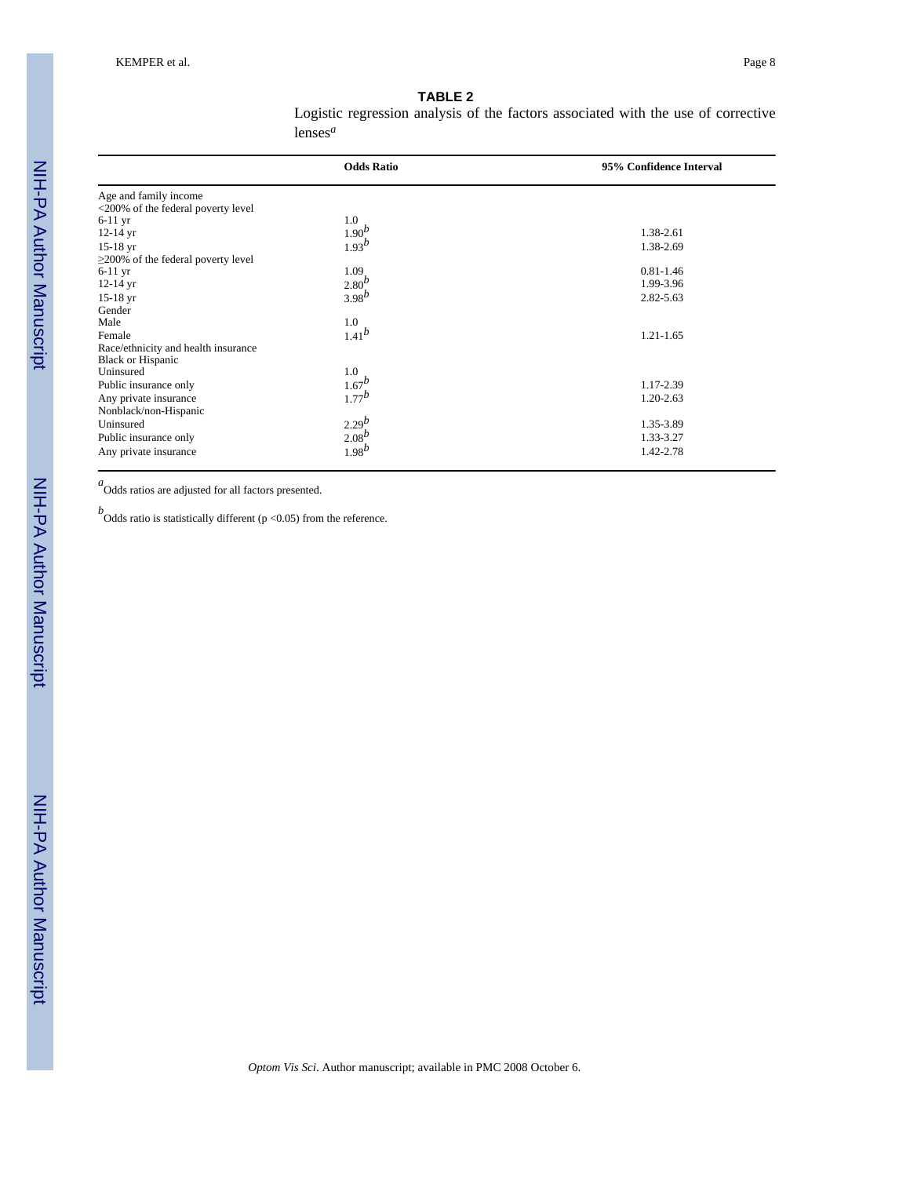**TABLE 2**

Logistic regression analysis of the factors associated with the use of corrective lenses[a]

| | Odds Ratio | 95% Confidence Interval |
|---|---|---|
| Age and family income | | |
| <200% of the federal poverty level | | |
| 6-11 yr | 1.0 | |
| 12-14 yr | 1.90[b] | 1.38-2.61 |
| 15-18 yr | 1.93[b] | 1.38-2.69 |
| ≥200% of the federal poverty level | | |
| 6-11 yr | 1.09 | 0.81-1.46 |
| 12-14 yr | 2.80[b] | 1.99-3.96 |
| 15-18 yr | 3.98[b] | 2.82-5.63 |
| Gender | | |
| Male | 1.0 | |
| Female | 1.41[b] | 1.21-1.65 |
| Race/ethnicity and health insurance | | |
| Black or Hispanic | | |
| Uninsured | 1.0 | |
| Public insurance only | 1.67[b] | 1.17-2.39 |
| Any private insurance | 1.77[b] | 1.20-2.63 |
| Nonblack/non-Hispanic | | |
| Uninsured | 2.29[b] | 1.35-3.89 |
| Public insurance only | 2.08[b] | 1.33-3.27 |
| Any private insurance | 1.98[b] | 1.42-2.78 |

[a] Odds ratios are adjusted for all factors presented.

[b] Odds ratio is statistically different ($p < 0.05$) from the reference.